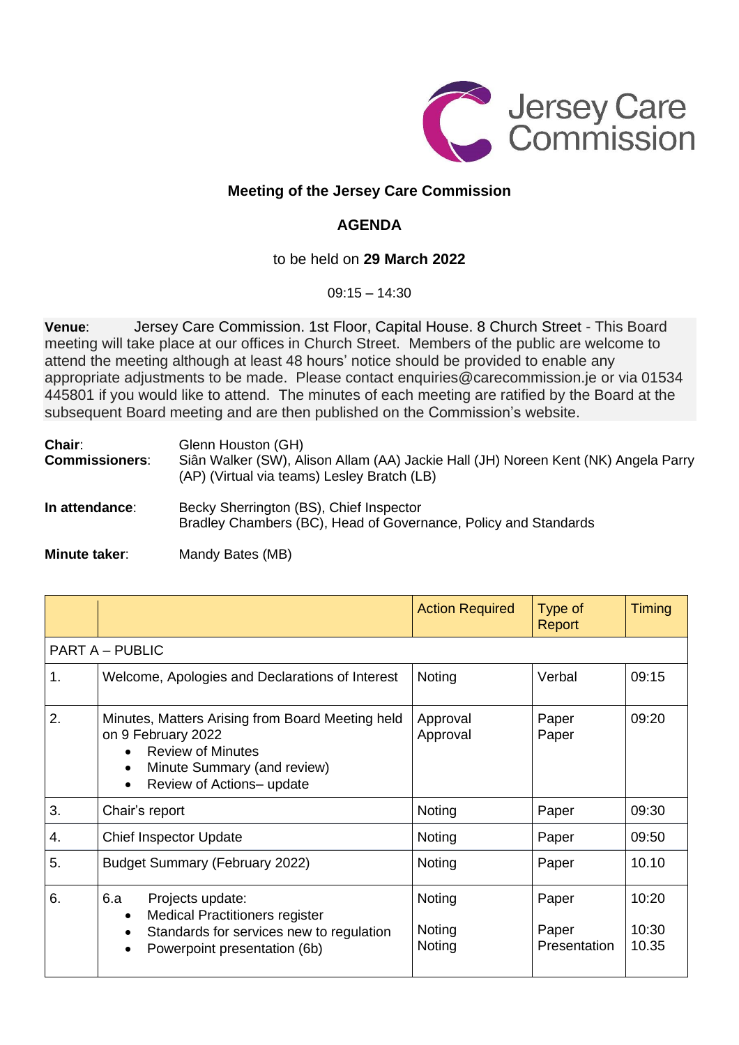Jersey Care Commission

**Meeting of the Jersey Care Commission**

**AGENDA**

to be held on **29 March 2022**

09:15 – 14:30

**Venue**: Jersey Care Commission. 1st Floor, Capital House. 8 Church Street - This Board meeting will take place at our offices in Church Street. Members of the public are welcome to attend the meeting although at least 48 hours' notice should be provided to enable any appropriate adjustments to be made. Please contact enquiries@carecommission.je or via 01534 445801 if you would like to attend. The minutes of each meeting are ratified by the Board at the subsequent Board meeting and are then published on the Commission's website.

**Chair**: Glenn Houston (GH)
**Commissioners**: Siân Walker (SW), Alison Allam (AA) Jackie Hall (JH) Noreen Kent (NK) Angela Parry (AP) (Virtual via teams) Lesley Bratch (LB)

**In attendance**: Becky Sherrington (BS), Chief Inspector
Bradley Chambers (BC), Head of Governance, Policy and Standards

**Minute taker**: Mandy Bates (MB)

| | | Action Required | Type of Report | Timing |
|---|---|---|---|---|
| PART A – PUBLIC | | | | |
| 1. | Welcome, Apologies and Declarations of Interest | Noting | Verbal | 09:15 |
| 2. | Minutes, Matters Arising from Board Meeting held on 9 February 2022<br>• Review of Minutes<br>• Minute Summary (and review)<br>• Review of Actions– update | Approval<br>Approval | Paper<br>Paper | 09:20 |
| 3. | Chair's report | Noting | Paper | 09:30 |
| 4. | Chief Inspector Update | Noting | Paper | 09:50 |
| 5. | Budget Summary (February 2022) | Noting | Paper | 10.10 |
| 6. | 6.a Projects update:<br>• Medical Practitioners register<br>• Standards for services new to regulation<br>• Powerpoint presentation (6b) | Noting<br>Noting<br>Noting | Paper<br>Paper<br>Presentation | 10:20<br>10:30<br>10.35 |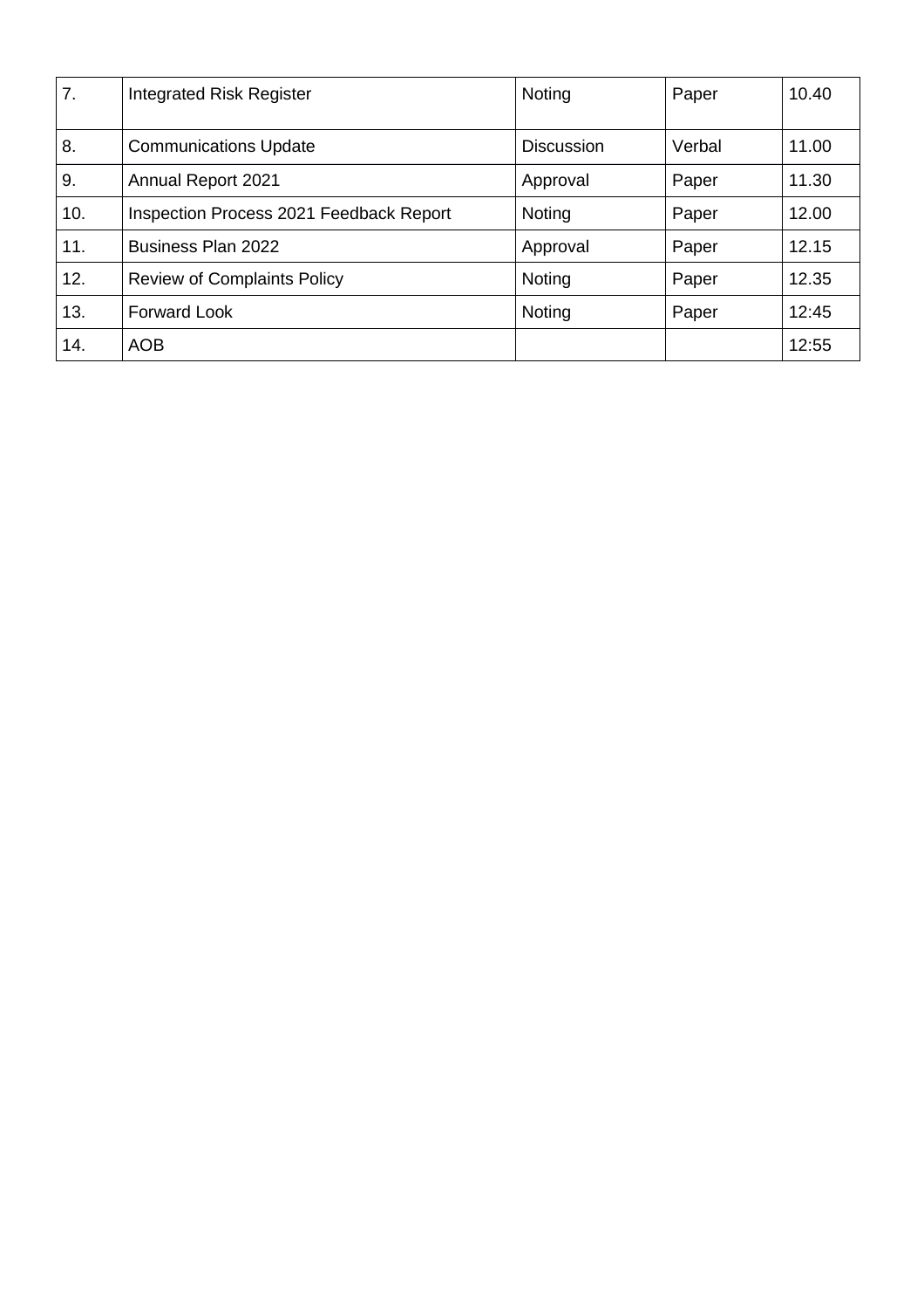| | | | | |
|---|---|---|---|---|
| 7. | Integrated Risk Register | Noting | Paper | 10.40 |
| 8. | Communications Update | Discussion | Verbal | 11.00 |
| 9. | Annual Report 2021 | Approval | Paper | 11.30 |
| 10. | Inspection Process 2021 Feedback Report | Noting | Paper | 12.00 |
| 11. | Business Plan 2022 | Approval | Paper | 12.15 |
| 12. | Review of Complaints Policy | Noting | Paper | 12.35 |
| 13. | Forward Look | Noting | Paper | 12:45 |
| 14. | AOB | | | 12:55 |